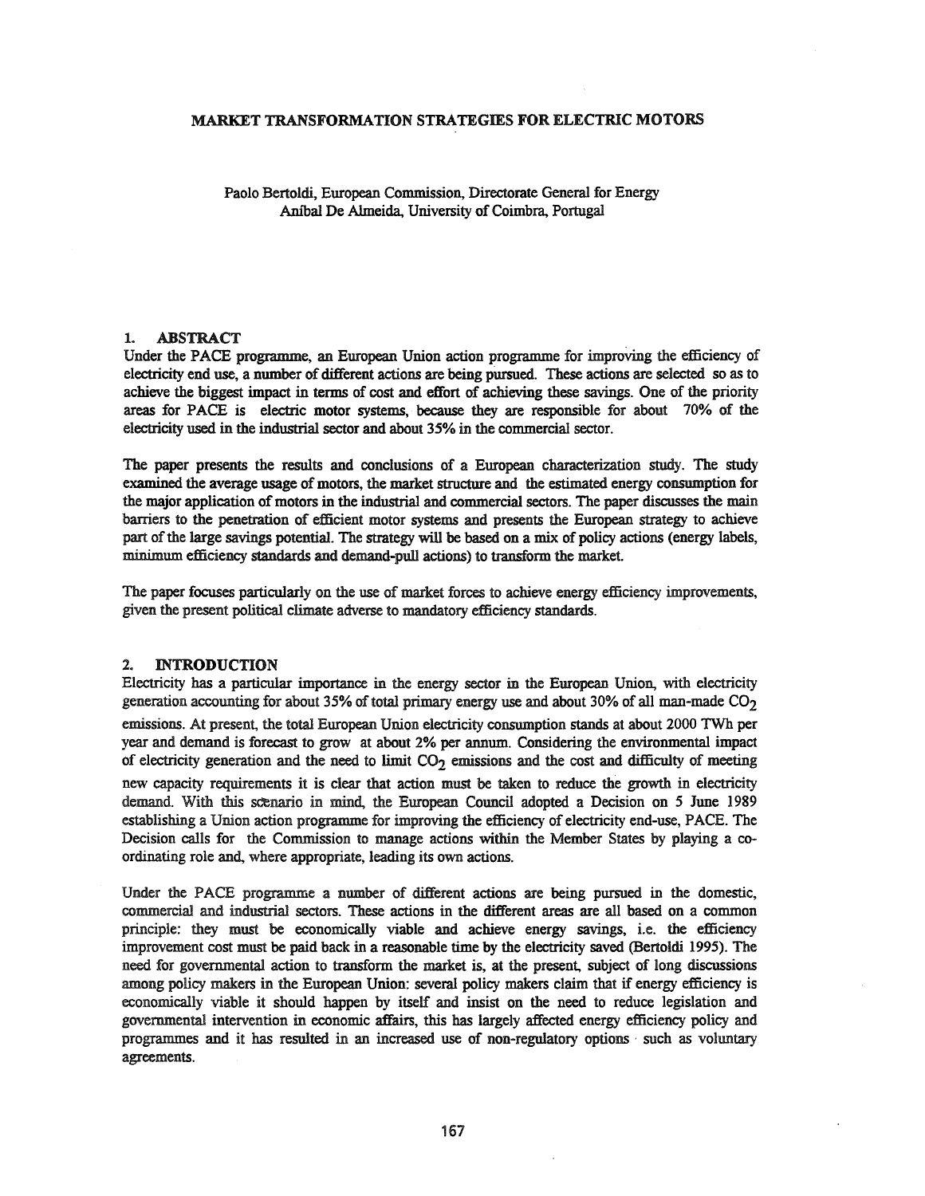# MARKET TRANSFORMATION STRATEGIES FOR ELECTRIC MOTORS

Paolo Bertoldi, European Commission, Directorate General for Energy
Aníbal De Almeida, University of Coimbra, Portugal

## 1. ABSTRACT

Under the PACE programme, an European Union action programme for improving the efficiency of electricity end use, a number of different actions are being pursued. These actions are selected so as to achieve the biggest impact in terms of cost and effort of achieving these savings. One of the priority areas for PACE is electric motor systems, because they are responsible for about 70% of the electricity used in the industrial sector and about 35% in the commercial sector.

The paper presents the results and conclusions of a European characterization study. The study examined the average usage of motors, the market structure and the estimated energy consumption for the major application of motors in the industrial and commercial sectors. The paper discusses the main barriers to the penetration of efficient motor systems and presents the European strategy to achieve part of the large savings potential. The strategy will be based on a mix of policy actions (energy labels, minimum efficiency standards and demand-pull actions) to transform the market.

The paper focuses particularly on the use of market forces to achieve energy efficiency improvements, given the present political climate adverse to mandatory efficiency standards.

## 2. INTRODUCTION

Electricity has a particular importance in the energy sector in the European Union, with electricity generation accounting for about 35% of total primary energy use and about 30% of all man-made $CO_2$ emissions. At present, the total European Union electricity consumption stands at about 2000 TWh per year and demand is forecast to grow at about 2% per annum. Considering the environmental impact of electricity generation and the need to limit $CO_2$ emissions and the cost and difficulty of meeting new capacity requirements it is clear that action must be taken to reduce the growth in electricity demand. With this scenario in mind, the European Council adopted a Decision on 5 June 1989 establishing a Union action programme for improving the efficiency of electricity end-use, PACE. The Decision calls for the Commission to manage actions within the Member States by playing a co-ordinating role and, where appropriate, leading its own actions.

Under the PACE programme a number of different actions are being pursued in the domestic, commercial and industrial sectors. These actions in the different areas are all based on a common principle: they must be economically viable and achieve energy savings, i.e. the efficiency improvement cost must be paid back in a reasonable time by the electricity saved (Bertoldi 1995). The need for governmental action to transform the market is, at the present, subject of long discussions among policy makers in the European Union: several policy makers claim that if energy efficiency is economically viable it should happen by itself and insist on the need to reduce legislation and governmental intervention in economic affairs, this has largely affected energy efficiency policy and programmes and it has resulted in an increased use of non-regulatory options such as voluntary agreements.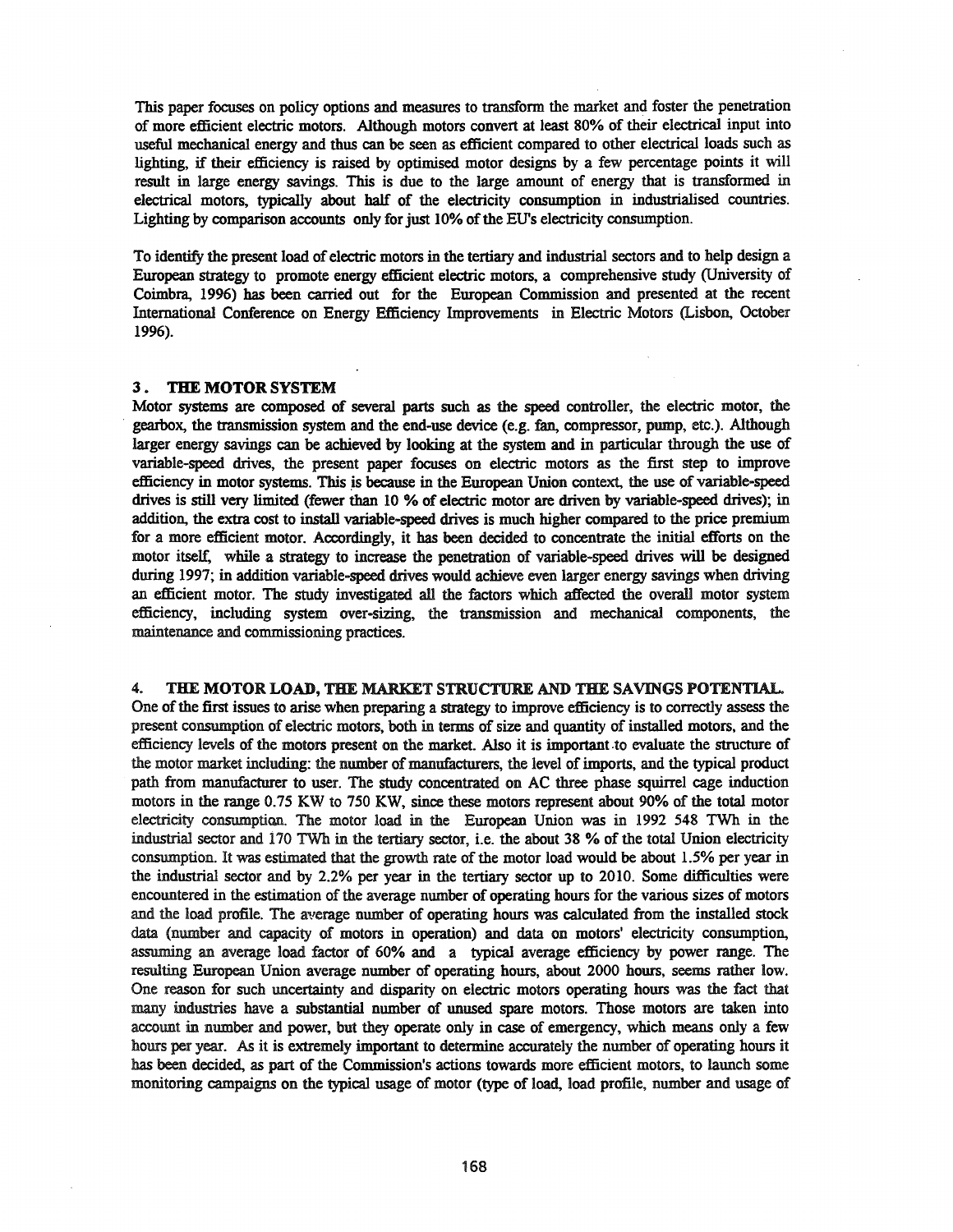This paper focuses on policy options and measures to transform the market and foster the penetration of more efficient electric motors. Although motors convert at least 80% of their electrical input into useful mechanical energy and thus can be seen as efficient compared to other electrical loads such as lighting, if their efficiency is raised by optimised motor designs by a few percentage points it will result in large energy savings. This is due to the large amount of energy that is transformed in electrical motors, typically about half of the electricity consumption in industrialised countries. Lighting by comparison accounts only for just 10% of the EU's electricity consumption.

To identify the present load of electric motors in the tertiary and industrial sectors and to help design a European strategy to promote energy efficient electric motors, a comprehensive study (University of Coimbra, 1996) has been carried out for the European Commission and presented at the recent International Conference on Energy Efficiency Improvements in Electric Motors (Lisbon, October 1996).

## 3. THE MOTOR SYSTEM

Motor systems are composed of several parts such as the speed controller, the electric motor, the gearbox, the transmission system and the end-use device (e.g. fan, compressor, pump, etc.). Although larger energy savings can be achieved by looking at the system and in particular through the use of variable-speed drives, the present paper focuses on electric motors as the first step to improve efficiency in motor systems. This is because in the European Union context, the use of variable-speed drives is still very limited (fewer than 10 % of electric motor are driven by variable-speed drives); in addition, the extra cost to install variable-speed drives is much higher compared to the price premium for a more efficient motor. Accordingly, it has been decided to concentrate the initial efforts on the motor itself, while a strategy to increase the penetration of variable-speed drives will be designed during 1997; in addition variable-speed drives would achieve even larger energy savings when driving an efficient motor. The study investigated all the factors which affected the overall motor system efficiency, including system over-sizing, the transmission and mechanical components, the maintenance and commissioning practices.

## 4. THE MOTOR LOAD, THE MARKET STRUCTURE AND THE SAVINGS POTENTIAL.

One of the first issues to arise when preparing a strategy to improve efficiency is to correctly assess the present consumption of electric motors, both in terms of size and quantity of installed motors, and the efficiency levels of the motors present on the market. Also it is important to evaluate the structure of the motor market including: the number of manufacturers, the level of imports, and the typical product path from manufacturer to user. The study concentrated on AC three phase squirrel cage induction motors in the range 0.75 KW to 750 KW, since these motors represent about 90% of the total motor electricity consumption. The motor load in the European Union was in 1992 548 TWh in the industrial sector and 170 TWh in the tertiary sector, i.e. the about 38 % of the total Union electricity consumption. It was estimated that the growth rate of the motor load would be about 1.5% per year in the industrial sector and by 2.2% per year in the tertiary sector up to 2010. Some difficulties were encountered in the estimation of the average number of operating hours for the various sizes of motors and the load profile. The average number of operating hours was calculated from the installed stock data (number and capacity of motors in operation) and data on motors' electricity consumption, assuming an average load factor of 60% and a typical average efficiency by power range. The resulting European Union average number of operating hours, about 2000 hours, seems rather low. One reason for such uncertainty and disparity on electric motors operating hours was the fact that many industries have a substantial number of unused spare motors. Those motors are taken into account in number and power, but they operate only in case of emergency, which means only a few hours per year. As it is extremely important to determine accurately the number of operating hours it has been decided, as part of the Commission's actions towards more efficient motors, to launch some monitoring campaigns on the typical usage of motor (type of load, load profile, number and usage of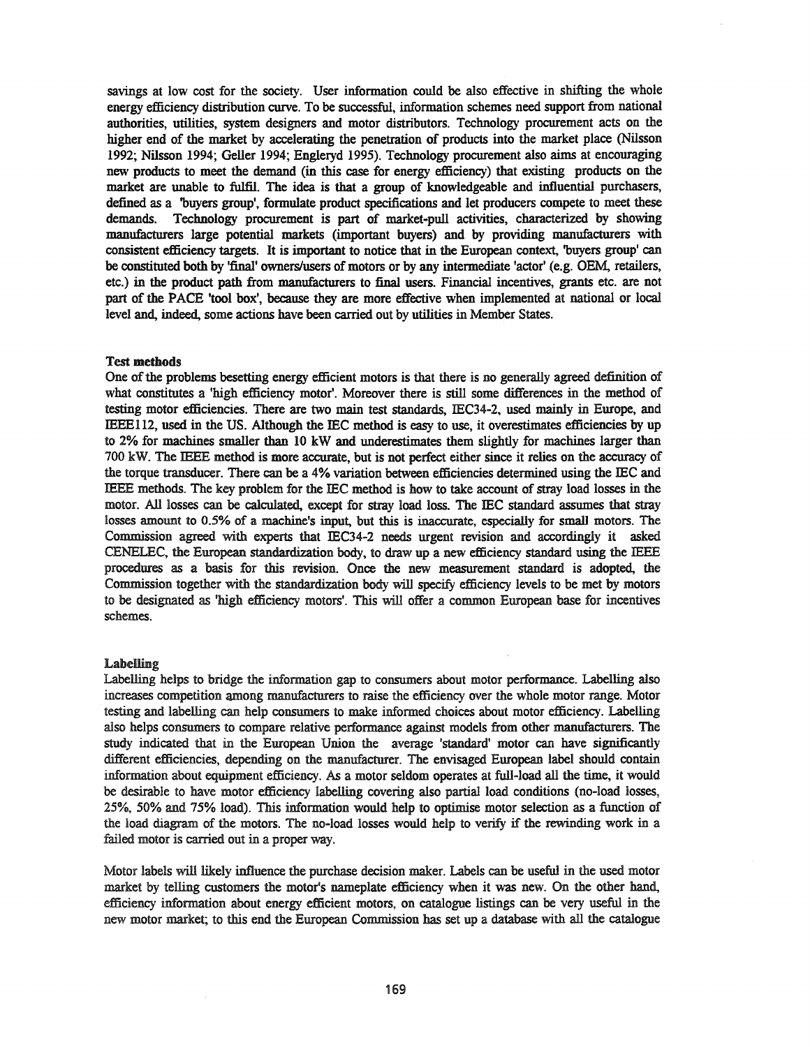savings at low cost for the society. User information could be also effective in shifting the whole energy efficiency distribution curve. To be successful, information schemes need support from national authorities, utilities, system designers and motor distributors. Technology procurement acts on the higher end of the market by accelerating the penetration of products into the market place (Nilsson 1992; Nilsson 1994; Geller 1994; Engleryd 1995). Technology procurement also aims at encouraging new products to meet the demand (in this case for energy efficiency) that existing products on the market are unable to fulfil. The idea is that a group of knowledgeable and influential purchasers, defined as a 'buyers group', formulate product specifications and let producers compete to meet these demands. Technology procurement is part of market-pull activities, characterized by showing manufacturers large potential markets (important buyers) and by providing manufacturers with consistent efficiency targets. It is important to notice that in the European context, 'buyers group' can be constituted both by 'final' owners/users of motors or by any intermediate 'actor' (e.g. OEM, retailers, etc.) in the product path from manufacturers to final users. Financial incentives, grants etc. are not part of the PACE 'tool box', because they are more effective when implemented at national or local level and, indeed, some actions have been carried out by utilities in Member States.

**Test methods**

One of the problems besetting energy efficient motors is that there is no generally agreed definition of what constitutes a 'high efficiency motor'. Moreover there is still some differences in the method of testing motor efficiencies. There are two main test standards, IEC34-2, used mainly in Europe, and IEEE112, used in the US. Although the IEC method is easy to use, it overestimates efficiencies by up to 2% for machines smaller than 10 kW and underestimates them slightly for machines larger than 700 kW. The IEEE method is more accurate, but is not perfect either since it relies on the accuracy of the torque transducer. There can be a 4% variation between efficiencies determined using the IEC and IEEE methods. The key problem for the IEC method is how to take account of stray load losses in the motor. All losses can be calculated, except for stray load loss. The IEC standard assumes that stray losses amount to 0.5% of a machine's input, but this is inaccurate, especially for small motors. The Commission agreed with experts that IEC34-2 needs urgent revision and accordingly it asked CENELEC, the European standardization body, to draw up a new efficiency standard using the IEEE procedures as a basis for this revision. Once the new measurement standard is adopted, the Commission together with the standardization body will specify efficiency levels to be met by motors to be designated as 'high efficiency motors'. This will offer a common European base for incentives schemes.

**Labelling**

Labelling helps to bridge the information gap to consumers about motor performance. Labelling also increases competition among manufacturers to raise the efficiency over the whole motor range. Motor testing and labelling can help consumers to make informed choices about motor efficiency. Labelling also helps consumers to compare relative performance against models from other manufacturers. The study indicated that in the European Union the average 'standard' motor can have significantly different efficiencies, depending on the manufacturer. The envisaged European label should contain information about equipment efficiency. As a motor seldom operates at full-load all the time, it would be desirable to have motor efficiency labelling covering also partial load conditions (no-load losses, 25%, 50% and 75% load). This information would help to optimise motor selection as a function of the load diagram of the motors. The no-load losses would help to verify if the rewinding work in a failed motor is carried out in a proper way.

Motor labels will likely influence the purchase decision maker. Labels can be useful in the used motor market by telling customers the motor's nameplate efficiency when it was new. On the other hand, efficiency information about energy efficient motors, on catalogue listings can be very useful in the new motor market; to this end the European Commission has set up a database with all the catalogue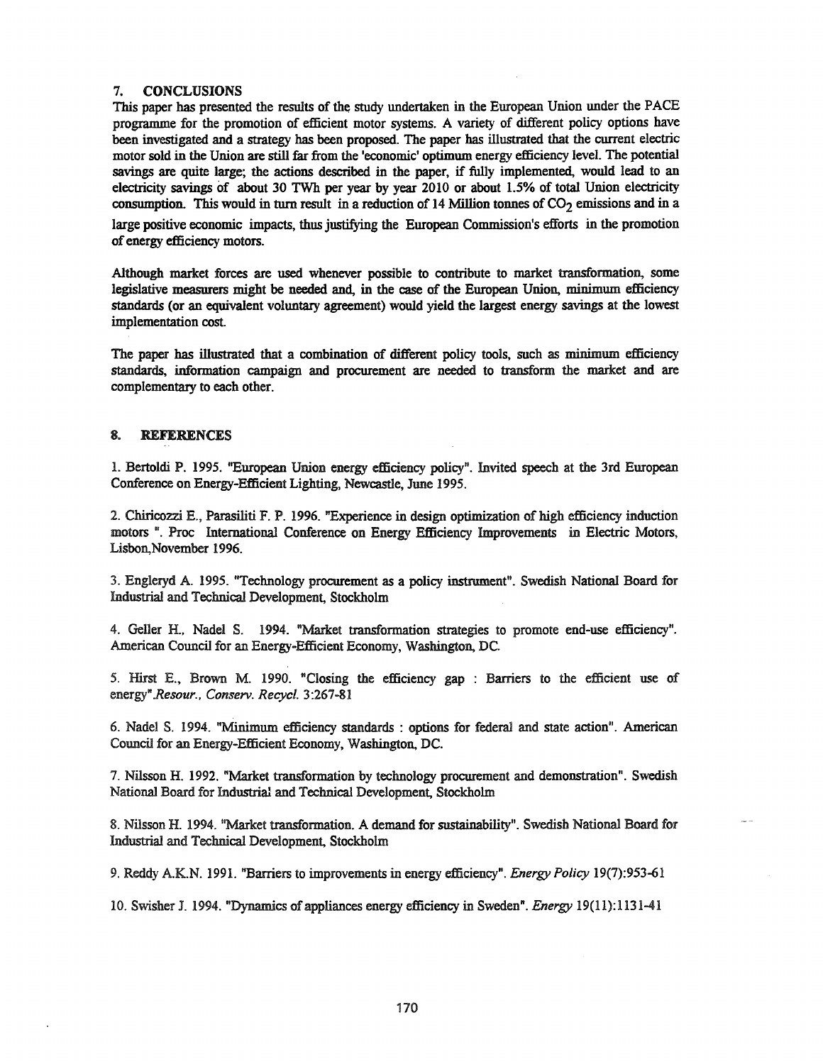## 7. CONCLUSIONS

This paper has presented the results of the study undertaken in the European Union under the PACE programme for the promotion of efficient motor systems. A variety of different policy options have been investigated and a strategy has been proposed. The paper has illustrated that the current electric motor sold in the Union are still far from the 'economic' optimum energy efficiency level. The potential savings are quite large; the actions described in the paper, if fully implemented, would lead to an electricity savings of about 30 TWh per year by year 2010 or about 1.5% of total Union electricity consumption. This would in turn result in a reduction of 14 Million tonnes of $CO_2$ emissions and in a large positive economic impacts, thus justifying the European Commission's efforts in the promotion of energy efficiency motors.

Although market forces are used whenever possible to contribute to market transformation, some legislative measurers might be needed and, in the case of the European Union, minimum efficiency standards (or an equivalent voluntary agreement) would yield the largest energy savings at the lowest implementation cost.

The paper has illustrated that a combination of different policy tools, such as minimum efficiency standards, information campaign and procurement are needed to transform the market and are complementary to each other.

## 8. REFERENCES

1. Bertoldi P. 1995. "European Union energy efficiency policy". Invited speech at the 3rd European Conference on Energy-Efficient Lighting, Newcastle, June 1995.

2. Chiricozzi E., Parasiliti F. P. 1996. "Experience in design optimization of high efficiency induction motors ". Proc International Conference on Energy Efficiency Improvements in Electric Motors, Lisbon,November 1996.

3. Engleryd A. 1995. "Technology procurement as a policy instrument". Swedish National Board for Industrial and Technical Development, Stockholm

4. Geller H., Nadel S. 1994. "Market transformation strategies to promote end-use efficiency". American Council for an Energy-Efficient Economy, Washington, DC.

5. Hirst E., Brown M. 1990. "Closing the efficiency gap : Barriers to the efficient use of energy".*Resour., Conserv. Recycl.* 3:267-81

6. Nadel S. 1994. "Minimum efficiency standards : options for federal and state action". American Council for an Energy-Efficient Economy, Washington, DC.

7. Nilsson H. 1992. "Market transformation by technology procurement and demonstration". Swedish National Board for Industrial and Technical Development, Stockholm

8. Nilsson H. 1994. "Market transformation. A demand for sustainability". Swedish National Board for Industrial and Technical Development, Stockholm

9. Reddy A.K.N. 1991. "Barriers to improvements in energy efficiency". *Energy Policy* 19(7):953-61

10. Swisher J. 1994. "Dynamics of appliances energy efficiency in Sweden". *Energy* 19(11):1131-41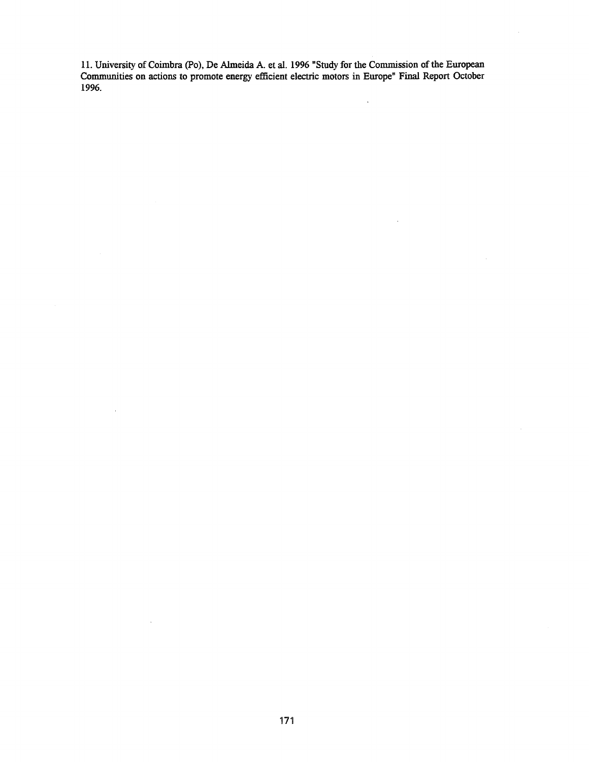11. University of Coimbra (Po), De Almeida A. et al. 1996 "Study for the Commission of the European Communities on actions to promote energy efficient electric motors in Europe" Final Report October 1996.